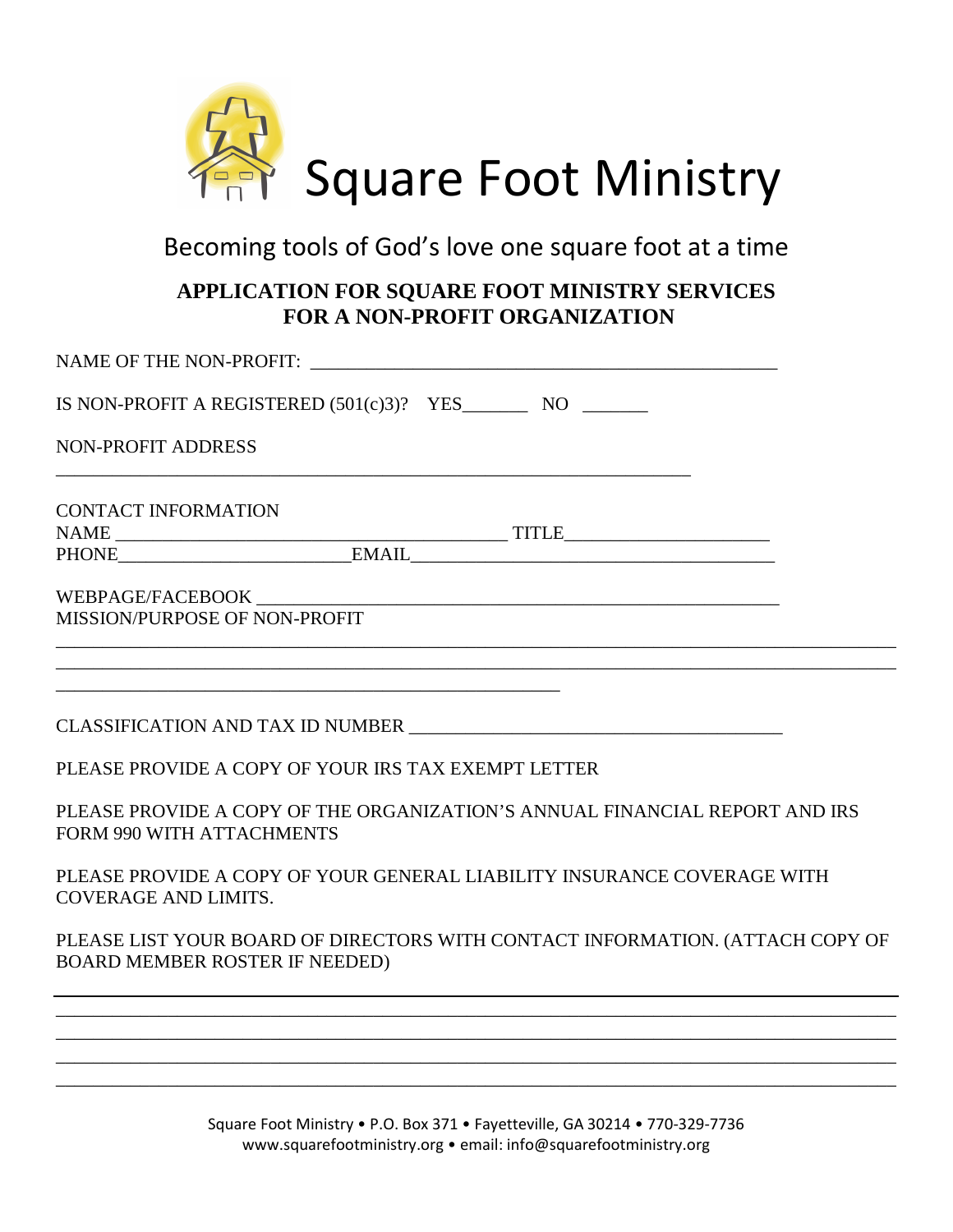# Square Foot Ministry

Becoming tools of God's love one square foot at a time

## APPLICATION FOR SQUARE FOOT MINISTRY SERVICES FOR A NON-PROFIT ORGANIZATION

NAME OF THE NON-PROFIT: ___________________________________________________

IS NON-PROFIT A REGISTERED (501(c)3)? YES_______ NO _______

NON-PROFIT ADDRESS

_____________________________________________________________________

CONTACT INFORMATION
NAME ____________________________________________ TITLE______________________
PHONE__________________________EMAIL________________________________________

WEBPAGE/FACEBOOK _________________________________________________________
MISSION/PURPOSE OF NON-PROFIT

_____________________________________________________________________________________________
_____________________________________________________________________________________________
________________________________________________________

CLASSIFICATION AND TAX ID NUMBER _________________________________________

PLEASE PROVIDE A COPY OF YOUR IRS TAX EXEMPT LETTER

PLEASE PROVIDE A COPY OF THE ORGANIZATION'S ANNUAL FINANCIAL REPORT AND IRS FORM 990 WITH ATTACHMENTS

PLEASE PROVIDE A COPY OF YOUR GENERAL LIABILITY INSURANCE COVERAGE WITH COVERAGE AND LIMITS.

PLEASE LIST YOUR BOARD OF DIRECTORS WITH CONTACT INFORMATION. (ATTACH COPY OF BOARD MEMBER ROSTER IF NEEDED)

_____________________________________________________________________________________________
_____________________________________________________________________________________________
_____________________________________________________________________________________________
_____________________________________________________________________________________________
_____________________________________________________________________________________________

Square Foot Ministry • P.O. Box 371 • Fayetteville, GA 30214 • 770-329-7736
www.squarefootministry.org • email: info@squarefootministry.org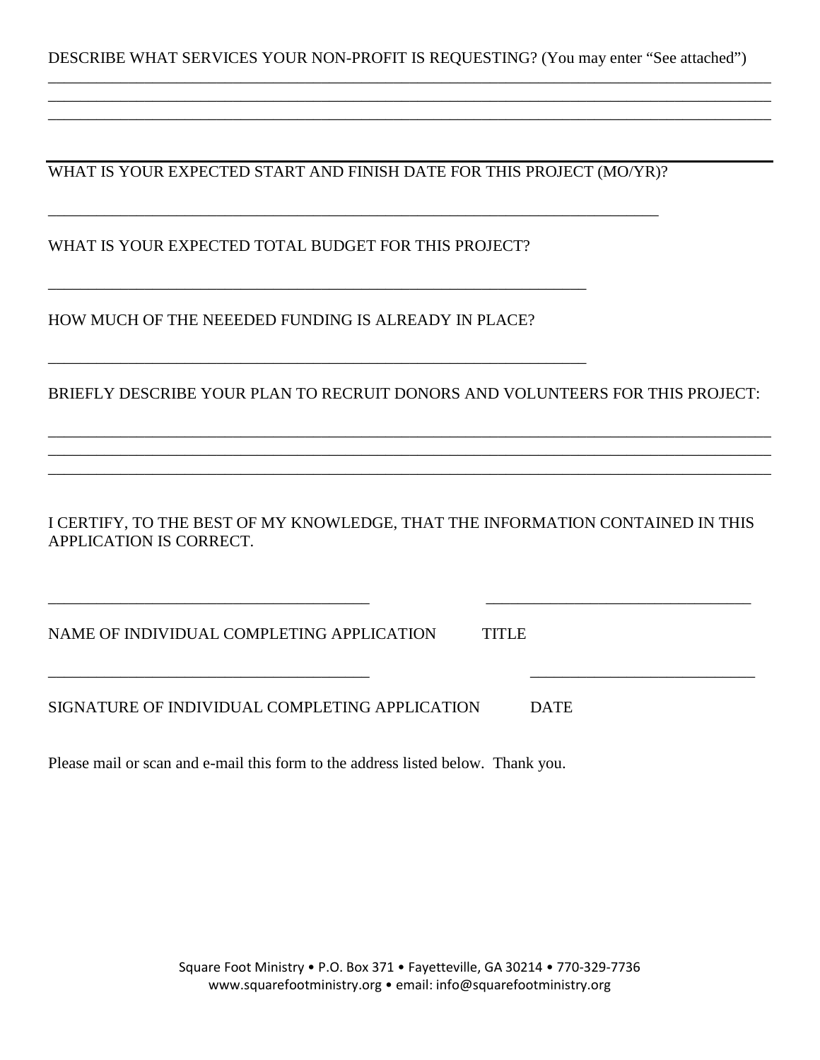DESCRIBE WHAT SERVICES YOUR NON-PROFIT IS REQUESTING? (You may enter "See attached")

______________________________________________________________________________
______________________________________________________________________________
______________________________________________________________________________

WHAT IS YOUR EXPECTED START AND FINISH DATE FOR THIS PROJECT (MO/YR)?

______________________________________________________________________

WHAT IS YOUR EXPECTED TOTAL BUDGET FOR THIS PROJECT?

______________________________________________________________

HOW MUCH OF THE NEEEDED FUNDING IS ALREADY IN PLACE?

______________________________________________________________

BRIEFLY DESCRIBE YOUR PLAN TO RECRUIT DONORS AND VOLUNTEERS FOR THIS PROJECT:

______________________________________________________________________________
______________________________________________________________________________
______________________________________________________________________________

I CERTIFY, TO THE BEST OF MY KNOWLEDGE, THAT THE INFORMATION CONTAINED IN THIS APPLICATION IS CORRECT.

_____________________________________ _____________________________

NAME OF INDIVIDUAL COMPLETING APPLICATION TITLE

_____________________________________ _________________________

SIGNATURE OF INDIVIDUAL COMPLETING APPLICATION DATE

Please mail or scan and e-mail this form to the address listed below. Thank you.

Square Foot Ministry • P.O. Box 371 • Fayetteville, GA 30214 • 770-329-7736
www.squarefootministry.org • email: info@squarefootministry.org